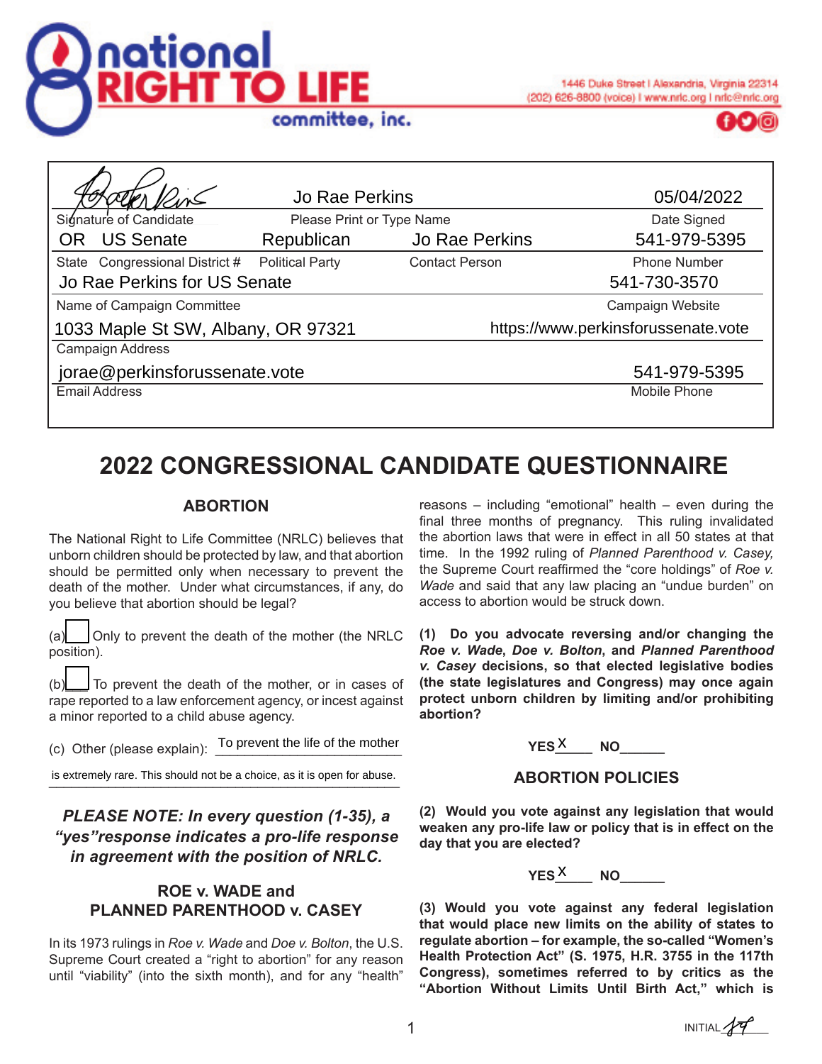**national RIGHT TO LIFE committee, inc.**

1446 Duke Street | Alexandria, Virginia 22314
(202) 626-8800 (voice) | www.nrlc.org | nrlc@nrlc.org

| [Signature] | Jo Rae Perkins | | 05/04/2022 |
|---|---|---|---|
| Signature of Candidate | Please Print or Type Name | | Date Signed |
| OR US Senate | Republican | Jo Rae Perkins | 541-979-5395 |
| State Congressional District # | Political Party | Contact Person | Phone Number |
| Jo Rae Perkins for US Senate | | | 541-730-3570 |
| Name of Campaign Committee | | | Campaign Website |
| 1033 Maple St SW, Albany, OR 97321 | | https://www.perkinsforussenate.vote | |
| Campaign Address | | | |
| jorae@perkinsforussenate.vote | | | 541-979-5395 |
| Email Address | | | Mobile Phone |

# 2022 CONGRESSIONAL CANDIDATE QUESTIONNAIRE

## ABORTION

The National Right to Life Committee (NRLC) believes that unborn children should be protected by law, and that abortion should be permitted only when necessary to prevent the death of the mother. Under what circumstances, if any, do you believe that abortion should be legal?

(a) ☐ Only to prevent the death of the mother (the NRLC position).

(b) ☐ To prevent the death of the mother, or in cases of rape reported to a law enforcement agency, or incest against a minor reported to a child abuse agency.

(c) Other (please explain): To prevent the life of the mother is extremely rare. This should not be a choice, as it is open for abuse.

***PLEASE NOTE: In every question (1-35), a "yes" response indicates a pro-life response in agreement with the position of NRLC.***

## ROE v. WADE and PLANNED PARENTHOOD v. CASEY

In its 1973 rulings in *Roe v. Wade* and *Doe v. Bolton*, the U.S. Supreme Court created a "right to abortion" for any reason until "viability" (into the sixth month), and for any "health" reasons – including "emotional" health – even during the final three months of pregnancy. This ruling invalidated the abortion laws that were in effect in all 50 states at that time. In the 1992 ruling of *Planned Parenthood v. Casey,* the Supreme Court reaffirmed the "core holdings" of *Roe v. Wade* and said that any law placing an "undue burden" on access to abortion would be struck down.

**(1) Do you advocate reversing and/or changing the *Roe v. Wade*, *Doe v. Bolton*, and *Planned Parenthood v. Casey* decisions, so that elected legislative bodies (the state legislatures and Congress) may once again protect unborn children by limiting and/or prohibiting abortion?**

YES X NO ____

## ABORTION POLICIES

**(2) Would you vote against any legislation that would weaken any pro-life law or policy that is in effect on the day that you are elected?**

YES X NO ____

**(3) Would you vote against any federal legislation that would place new limits on the ability of states to regulate abortion – for example, the so-called "Women's Health Protection Act" (S. 1975, H.R. 3755 in the 117th Congress), sometimes referred to by critics as the "Abortion Without Limits Until Birth Act," which is**

INITIAL [initials]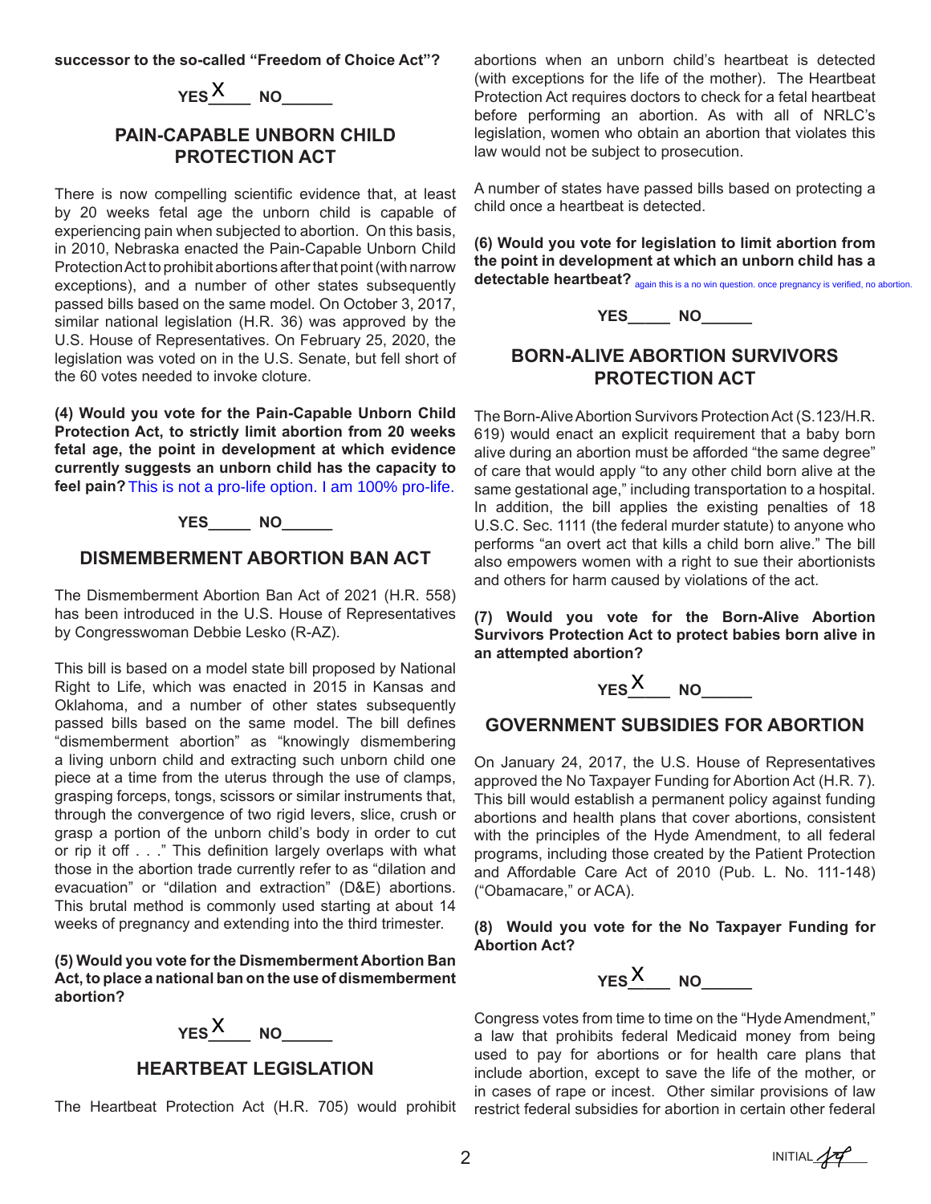**successor to the so-called "Freedom of Choice Act"?**

**YES** X **NO**\_\_\_\_\_\_

## PAIN-CAPABLE UNBORN CHILD PROTECTION ACT

There is now compelling scientific evidence that, at least by 20 weeks fetal age the unborn child is capable of experiencing pain when subjected to abortion. On this basis, in 2010, Nebraska enacted the Pain-Capable Unborn Child Protection Act to prohibit abortions after that point (with narrow exceptions), and a number of other states subsequently passed bills based on the same model. On October 3, 2017, similar national legislation (H.R. 36) was approved by the U.S. House of Representatives. On February 25, 2020, the legislation was voted on in the U.S. Senate, but fell short of the 60 votes needed to invoke cloture.

**(4) Would you vote for the Pain-Capable Unborn Child Protection Act, to strictly limit abortion from 20 weeks fetal age, the point in development at which evidence currently suggests an unborn child has the capacity to feel pain?** This is not a pro-life option. I am 100% pro-life.

**YES**\_\_\_\_\_ **NO**\_\_\_\_\_\_

## DISMEMBERMENT ABORTION BAN ACT

The Dismemberment Abortion Ban Act of 2021 (H.R. 558) has been introduced in the U.S. House of Representatives by Congresswoman Debbie Lesko (R-AZ).

This bill is based on a model state bill proposed by National Right to Life, which was enacted in 2015 in Kansas and Oklahoma, and a number of other states subsequently passed bills based on the same model. The bill defines "dismemberment abortion" as "knowingly dismembering a living unborn child and extracting such unborn child one piece at a time from the uterus through the use of clamps, grasping forceps, tongs, scissors or similar instruments that, through the convergence of two rigid levers, slice, crush or grasp a portion of the unborn child's body in order to cut or rip it off . . ." This definition largely overlaps with what those in the abortion trade currently refer to as "dilation and evacuation" or "dilation and extraction" (D&E) abortions. This brutal method is commonly used starting at about 14 weeks of pregnancy and extending into the third trimester.

**(5) Would you vote for the Dismemberment Abortion Ban Act, to place a national ban on the use of dismemberment abortion?**

**YES** X **NO**\_\_\_\_\_\_

## HEARTBEAT LEGISLATION

The Heartbeat Protection Act (H.R. 705) would prohibit abortions when an unborn child's heartbeat is detected (with exceptions for the life of the mother). The Heartbeat Protection Act requires doctors to check for a fetal heartbeat before performing an abortion. As with all of NRLC's legislation, women who obtain an abortion that violates this law would not be subject to prosecution.

A number of states have passed bills based on protecting a child once a heartbeat is detected.

**(6) Would you vote for legislation to limit abortion from the point in development at which an unborn child has a detectable heartbeat?** again this is a no win question. once pregnancy is verified, no abortion.

**YES**\_\_\_\_\_ **NO**\_\_\_\_\_\_

## BORN-ALIVE ABORTION SURVIVORS PROTECTION ACT

The Born-Alive Abortion Survivors Protection Act (S.123/H.R. 619) would enact an explicit requirement that a baby born alive during an abortion must be afforded "the same degree" of care that would apply "to any other child born alive at the same gestational age," including transportation to a hospital. In addition, the bill applies the existing penalties of 18 U.S.C. Sec. 1111 (the federal murder statute) to anyone who performs "an overt act that kills a child born alive." The bill also empowers women with a right to sue their abortionists and others for harm caused by violations of the act.

**(7) Would you vote for the Born-Alive Abortion Survivors Protection Act to protect babies born alive in an attempted abortion?**

**YES** X **NO**\_\_\_\_\_\_

## GOVERNMENT SUBSIDIES FOR ABORTION

On January 24, 2017, the U.S. House of Representatives approved the No Taxpayer Funding for Abortion Act (H.R. 7). This bill would establish a permanent policy against funding abortions and health plans that cover abortions, consistent with the principles of the Hyde Amendment, to all federal programs, including those created by the Patient Protection and Affordable Care Act of 2010 (Pub. L. No. 111-148) ("Obamacare," or ACA).

**(8) Would you vote for the No Taxpayer Funding for Abortion Act?**

**YES** X **NO**\_\_\_\_\_\_

Congress votes from time to time on the "Hyde Amendment," a law that prohibits federal Medicaid money from being used to pay for abortions or for health care plans that include abortion, except to save the life of the mother, or in cases of rape or incest. Other similar provisions of law restrict federal subsidies for abortion in certain other federal

INITIAL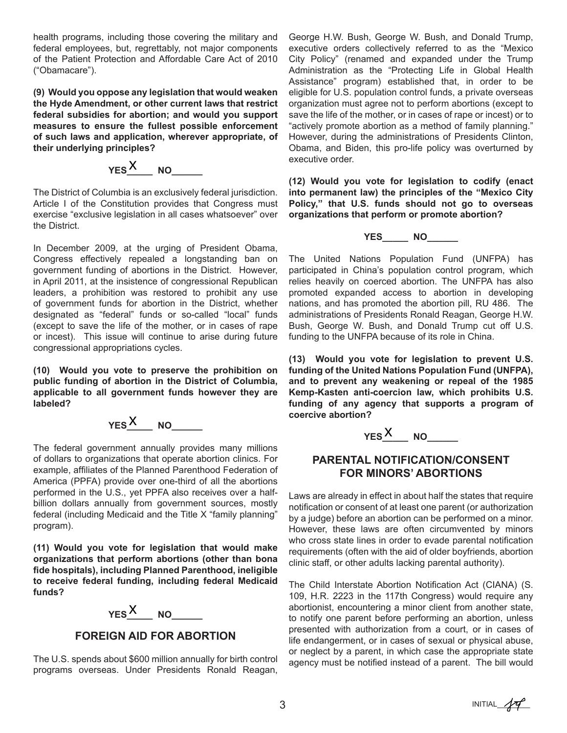health programs, including those covering the military and federal employees, but, regrettably, not major components of the Patient Protection and Affordable Care Act of 2010 ("Obamacare").

**(9) Would you oppose any legislation that would weaken the Hyde Amendment, or other current laws that restrict federal subsidies for abortion; and would you support measures to ensure the fullest possible enforcement of such laws and application, wherever appropriate, of their underlying principles?**

**YES** X **NO**______

The District of Columbia is an exclusively federal jurisdiction. Article I of the Constitution provides that Congress must exercise "exclusive legislation in all cases whatsoever" over the District.

In December 2009, at the urging of President Obama, Congress effectively repealed a longstanding ban on government funding of abortions in the District. However, in April 2011, at the insistence of congressional Republican leaders, a prohibition was restored to prohibit any use of government funds for abortion in the District, whether designated as "federal" funds or so-called "local" funds (except to save the life of the mother, or in cases of rape or incest). This issue will continue to arise during future congressional appropriations cycles.

**(10) Would you vote to preserve the prohibition on public funding of abortion in the District of Columbia, applicable to all government funds however they are labeled?**

**YES** X **NO**______

The federal government annually provides many millions of dollars to organizations that operate abortion clinics. For example, affiliates of the Planned Parenthood Federation of America (PPFA) provide over one-third of all the abortions performed in the U.S., yet PPFA also receives over a half-billion dollars annually from government sources, mostly federal (including Medicaid and the Title X "family planning" program).

**(11) Would you vote for legislation that would make organizations that perform abortions (other than bona fide hospitals), including Planned Parenthood, ineligible to receive federal funding, including federal Medicaid funds?**

**YES** X **NO**______

## FOREIGN AID FOR ABORTION

The U.S. spends about $600 million annually for birth control programs overseas. Under Presidents Ronald Reagan, George H.W. Bush, George W. Bush, and Donald Trump, executive orders collectively referred to as the "Mexico City Policy" (renamed and expanded under the Trump Administration as the "Protecting Life in Global Health Assistance" program) established that, in order to be eligible for U.S. population control funds, a private overseas organization must agree not to perform abortions (except to save the life of the mother, or in cases of rape or incest) or to "actively promote abortion as a method of family planning." However, during the administrations of Presidents Clinton, Obama, and Biden, this pro-life policy was overturned by executive order.

**(12) Would you vote for legislation to codify (enact into permanent law) the principles of the "Mexico City Policy," that U.S. funds should not go to overseas organizations that perform or promote abortion?**

**YES**_____ **NO**______

The United Nations Population Fund (UNFPA) has participated in China's population control program, which relies heavily on coerced abortion. The UNFPA has also promoted expanded access to abortion in developing nations, and has promoted the abortion pill, RU 486. The administrations of Presidents Ronald Reagan, George H.W. Bush, George W. Bush, and Donald Trump cut off U.S. funding to the UNFPA because of its role in China.

**(13) Would you vote for legislation to prevent U.S. funding of the United Nations Population Fund (UNFPA), and to prevent any weakening or repeal of the 1985 Kemp-Kasten anti-coercion law, which prohibits U.S. funding of any agency that supports a program of coercive abortion?**

**YES** X **NO**______

## PARENTAL NOTIFICATION/CONSENT FOR MINORS' ABORTIONS

Laws are already in effect in about half the states that require notification or consent of at least one parent (or authorization by a judge) before an abortion can be performed on a minor. However, these laws are often circumvented by minors who cross state lines in order to evade parental notification requirements (often with the aid of older boyfriends, abortion clinic staff, or other adults lacking parental authority).

The Child Interstate Abortion Notification Act (CIANA) (S. 109, H.R. 2223 in the 117th Congress) would require any abortionist, encountering a minor client from another state, to notify one parent before performing an abortion, unless presented with authorization from a court, or in cases of life endangerment, or in cases of sexual or physical abuse, or neglect by a parent, in which case the appropriate state agency must be notified instead of a parent. The bill would

INITIAL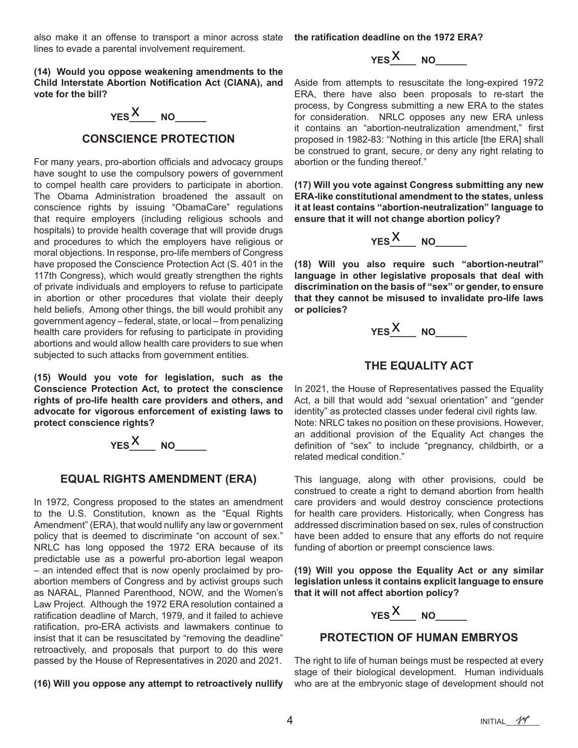also make it an offense to transport a minor across state lines to evade a parental involvement requirement.

**(14) Would you oppose weakening amendments to the Child Interstate Abortion Notification Act (CIANA), and vote for the bill?**

**YES** X **NO**______

## CONSCIENCE PROTECTION

For many years, pro-abortion officials and advocacy groups have sought to use the compulsory powers of government to compel health care providers to participate in abortion. The Obama Administration broadened the assault on conscience rights by issuing "ObamaCare" regulations that require employers (including religious schools and hospitals) to provide health coverage that will provide drugs and procedures to which the employers have religious or moral objections. In response, pro-life members of Congress have proposed the Conscience Protection Act (S. 401 in the 117th Congress), which would greatly strengthen the rights of private individuals and employers to refuse to participate in abortion or other procedures that violate their deeply held beliefs. Among other things, the bill would prohibit any government agency – federal, state, or local – from penalizing health care providers for refusing to participate in providing abortions and would allow health care providers to sue when subjected to such attacks from government entities.

**(15) Would you vote for legislation, such as the Conscience Protection Act, to protect the conscience rights of pro-life health care providers and others, and advocate for vigorous enforcement of existing laws to protect conscience rights?**

**YES** X **NO**______

## EQUAL RIGHTS AMENDMENT (ERA)

In 1972, Congress proposed to the states an amendment to the U.S. Constitution, known as the "Equal Rights Amendment" (ERA), that would nullify any law or government policy that is deemed to discriminate "on account of sex." NRLC has long opposed the 1972 ERA because of its predictable use as a powerful pro-abortion legal weapon – an intended effect that is now openly proclaimed by pro-abortion members of Congress and by activist groups such as NARAL, Planned Parenthood, NOW, and the Women's Law Project. Although the 1972 ERA resolution contained a ratification deadline of March, 1979, and it failed to achieve ratification, pro-ERA activists and lawmakers continue to insist that it can be resuscitated by "removing the deadline" retroactively, and proposals that purport to do this were passed by the House of Representatives in 2020 and 2021.

**(16) Will you oppose any attempt to retroactively nullify the ratification deadline on the 1972 ERA?**

**YES** X **NO**______

Aside from attempts to resuscitate the long-expired 1972 ERA, there have also been proposals to re-start the process, by Congress submitting a new ERA to the states for consideration. NRLC opposes any new ERA unless it contains an "abortion-neutralization amendment," first proposed in 1982-83: "Nothing in this article [the ERA] shall be construed to grant, secure, or deny any right relating to abortion or the funding thereof."

**(17) Will you vote against Congress submitting any new ERA-like constitutional amendment to the states, unless it at least contains "abortion-neutralization" language to ensure that it will not change abortion policy?**

**YES** X **NO**______

**(18) Will you also require such "abortion-neutral" language in other legislative proposals that deal with discrimination on the basis of "sex" or gender, to ensure that they cannot be misused to invalidate pro-life laws or policies?**

**YES** X **NO**______

## THE EQUALITY ACT

In 2021, the House of Representatives passed the Equality Act, a bill that would add "sexual orientation" and "gender identity" as protected classes under federal civil rights law. Note: NRLC takes no position on these provisions. However, an additional provision of the Equality Act changes the definition of "sex" to include "pregnancy, childbirth, or a related medical condition."

This language, along with other provisions, could be construed to create a right to demand abortion from health care providers and would destroy conscience protections for health care providers. Historically, when Congress has addressed discrimination based on sex, rules of construction have been added to ensure that any efforts do not require funding of abortion or preempt conscience laws.

**(19) Will you oppose the Equality Act or any similar legislation unless it contains explicit language to ensure that it will not affect abortion policy?**

**YES** X **NO**______

## PROTECTION OF HUMAN EMBRYOS

The right to life of human beings must be respected at every stage of their biological development. Human individuals who are at the embryonic stage of development should not

INITIAL______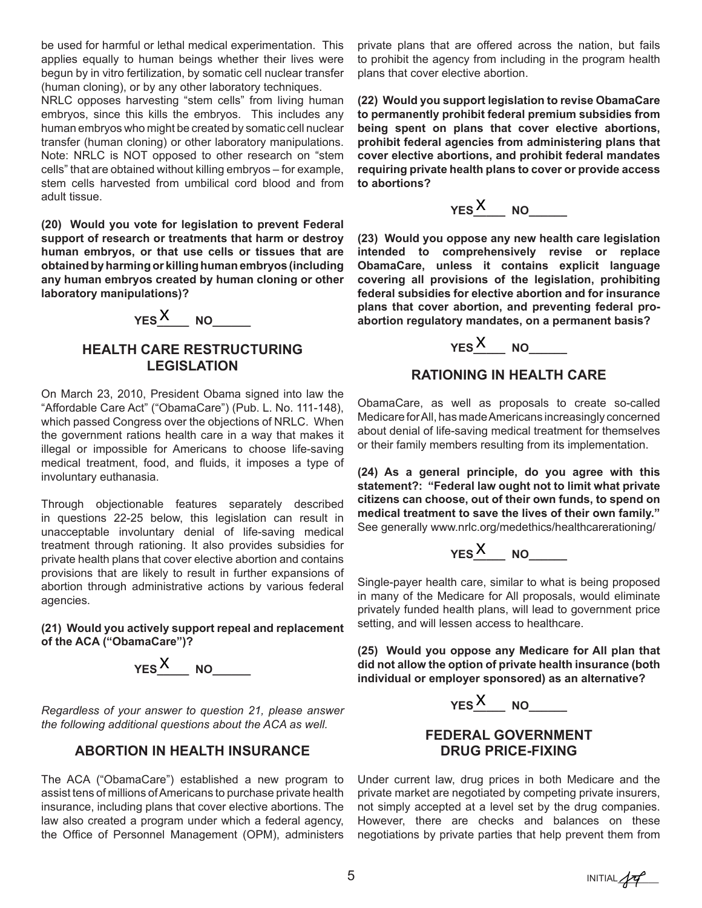be used for harmful or lethal medical experimentation. This applies equally to human beings whether their lives were begun by in vitro fertilization, by somatic cell nuclear transfer (human cloning), or by any other laboratory techniques.

NRLC opposes harvesting "stem cells" from living human embryos, since this kills the embryos. This includes any human embryos who might be created by somatic cell nuclear transfer (human cloning) or other laboratory manipulations. Note: NRLC is NOT opposed to other research on "stem cells" that are obtained without killing embryos – for example, stem cells harvested from umbilical cord blood and from adult tissue.

**(20) Would you vote for legislation to prevent Federal support of research or treatments that harm or destroy human embryos, or that use cells or tissues that are obtained by harming or killing human embryos (including any human embryos created by human cloning or other laboratory manipulations)?**

**YES** X **NO**______

## HEALTH CARE RESTRUCTURING LEGISLATION

On March 23, 2010, President Obama signed into law the "Affordable Care Act" ("ObamaCare") (Pub. L. No. 111-148), which passed Congress over the objections of NRLC. When the government rations health care in a way that makes it illegal or impossible for Americans to choose life-saving medical treatment, food, and fluids, it imposes a type of involuntary euthanasia.

Through objectionable features separately described in questions 22-25 below, this legislation can result in unacceptable involuntary denial of life-saving medical treatment through rationing. It also provides subsidies for private health plans that cover elective abortion and contains provisions that are likely to result in further expansions of abortion through administrative actions by various federal agencies.

**(21) Would you actively support repeal and replacement of the ACA ("ObamaCare")?**

**YES** X **NO**______

*Regardless of your answer to question 21, please answer the following additional questions about the ACA as well.*

## ABORTION IN HEALTH INSURANCE

The ACA ("ObamaCare") established a new program to assist tens of millions of Americans to purchase private health insurance, including plans that cover elective abortions. The law also created a program under which a federal agency, the Office of Personnel Management (OPM), administers private plans that are offered across the nation, but fails to prohibit the agency from including in the program health plans that cover elective abortion.

**(22) Would you support legislation to revise ObamaCare to permanently prohibit federal premium subsidies from being spent on plans that cover elective abortions, prohibit federal agencies from administering plans that cover elective abortions, and prohibit federal mandates requiring private health plans to cover or provide access to abortions?**

**YES** X **NO**______

**(23) Would you oppose any new health care legislation intended to comprehensively revise or replace ObamaCare, unless it contains explicit language covering all provisions of the legislation, prohibiting federal subsidies for elective abortion and for insurance plans that cover abortion, and preventing federal pro-abortion regulatory mandates, on a permanent basis?**

**YES** X **NO**______

## RATIONING IN HEALTH CARE

ObamaCare, as well as proposals to create so-called Medicare for All, has made Americans increasingly concerned about denial of life-saving medical treatment for themselves or their family members resulting from its implementation.

**(24) As a general principle, do you agree with this statement?: "Federal law ought not to limit what private citizens can choose, out of their own funds, to spend on medical treatment to save the lives of their own family."** See generally www.nrlc.org/medethics/healthcarerationing/

**YES** X **NO**______

Single-payer health care, similar to what is being proposed in many of the Medicare for All proposals, would eliminate privately funded health plans, will lead to government price setting, and will lessen access to healthcare.

**(25) Would you oppose any Medicare for All plan that did not allow the option of private health insurance (both individual or employer sponsored) as an alternative?**

**YES** X **NO**______

## FEDERAL GOVERNMENT DRUG PRICE-FIXING

Under current law, drug prices in both Medicare and the private market are negotiated by competing private insurers, not simply accepted at a level set by the drug companies. However, there are checks and balances on these negotiations by private parties that help prevent them from

INITIAL ______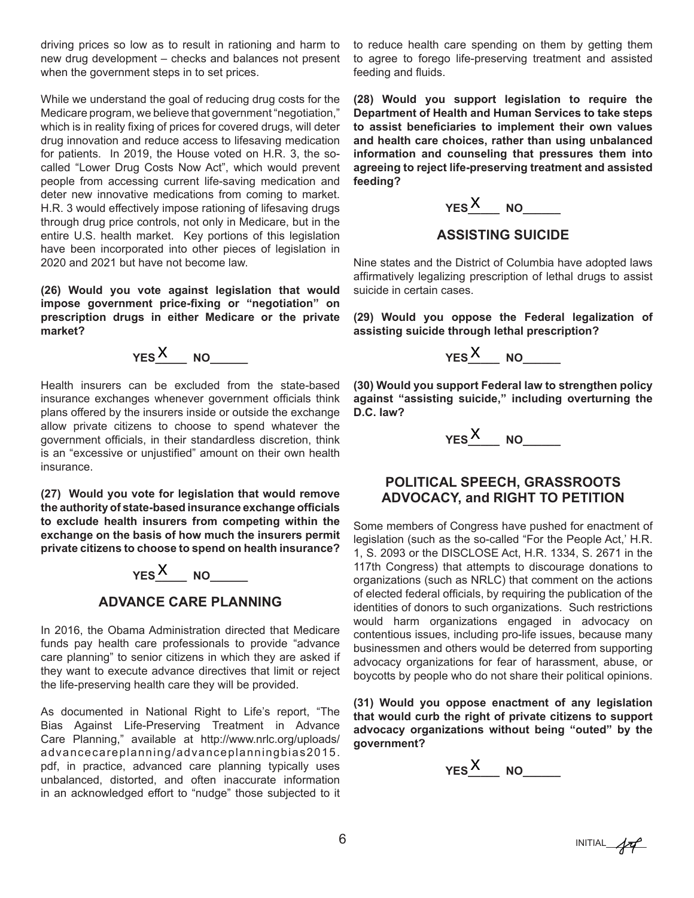driving prices so low as to result in rationing and harm to new drug development – checks and balances not present when the government steps in to set prices.

While we understand the goal of reducing drug costs for the Medicare program, we believe that government "negotiation," which is in reality fixing of prices for covered drugs, will deter drug innovation and reduce access to lifesaving medication for patients. In 2019, the House voted on H.R. 3, the so-called "Lower Drug Costs Now Act", which would prevent people from accessing current life-saving medication and deter new innovative medications from coming to market. H.R. 3 would effectively impose rationing of lifesaving drugs through drug price controls, not only in Medicare, but in the entire U.S. health market. Key portions of this legislation have been incorporated into other pieces of legislation in 2020 and 2021 but have not become law.

**(26) Would you vote against legislation that would impose government price-fixing or "negotiation" on prescription drugs in either Medicare or the private market?**

YES X NO\_\_\_\_\_\_

Health insurers can be excluded from the state-based insurance exchanges whenever government officials think plans offered by the insurers inside or outside the exchange allow private citizens to choose to spend whatever the government officials, in their standardless discretion, think is an "excessive or unjustified" amount on their own health insurance.

**(27) Would you vote for legislation that would remove the authority of state-based insurance exchange officials to exclude health insurers from competing within the exchange on the basis of how much the insurers permit private citizens to choose to spend on health insurance?**

YES X NO\_\_\_\_\_\_

## ADVANCE CARE PLANNING

In 2016, the Obama Administration directed that Medicare funds pay health care professionals to provide "advance care planning" to senior citizens in which they are asked if they want to execute advance directives that limit or reject the life-preserving health care they will be provided.

As documented in National Right to Life's report, "The Bias Against Life-Preserving Treatment in Advance Care Planning," available at http://www.nrlc.org/uploads/advancecareplanning/advanceplanningbias2015.pdf, in practice, advanced care planning typically uses unbalanced, distorted, and often inaccurate information in an acknowledged effort to "nudge" those subjected to it to reduce health care spending on them by getting them to agree to forego life-preserving treatment and assisted feeding and fluids.

**(28) Would you support legislation to require the Department of Health and Human Services to take steps to assist beneficiaries to implement their own values and health care choices, rather than using unbalanced information and counseling that pressures them into agreeing to reject life-preserving treatment and assisted feeding?**

YES X NO\_\_\_\_\_\_

## ASSISTING SUICIDE

Nine states and the District of Columbia have adopted laws affirmatively legalizing prescription of lethal drugs to assist suicide in certain cases.

**(29) Would you oppose the Federal legalization of assisting suicide through lethal prescription?**

YES X NO\_\_\_\_\_\_

**(30) Would you support Federal law to strengthen policy against "assisting suicide," including overturning the D.C. law?**

YES X NO\_\_\_\_\_\_

## POLITICAL SPEECH, GRASSROOTS ADVOCACY, and RIGHT TO PETITION

Some members of Congress have pushed for enactment of legislation (such as the so-called "For the People Act,' H.R. 1, S. 2093 or the DISCLOSE Act, H.R. 1334, S. 2671 in the 117th Congress) that attempts to discourage donations to organizations (such as NRLC) that comment on the actions of elected federal officials, by requiring the publication of the identities of donors to such organizations. Such restrictions would harm organizations engaged in advocacy on contentious issues, including pro-life issues, because many businessmen and others would be deterred from supporting advocacy organizations for fear of harassment, abuse, or boycotts by people who do not share their political opinions.

**(31) Would you oppose enactment of any legislation that would curb the right of private citizens to support advocacy organizations without being "outed" by the government?**

YES X NO\_\_\_\_\_\_

INITIAL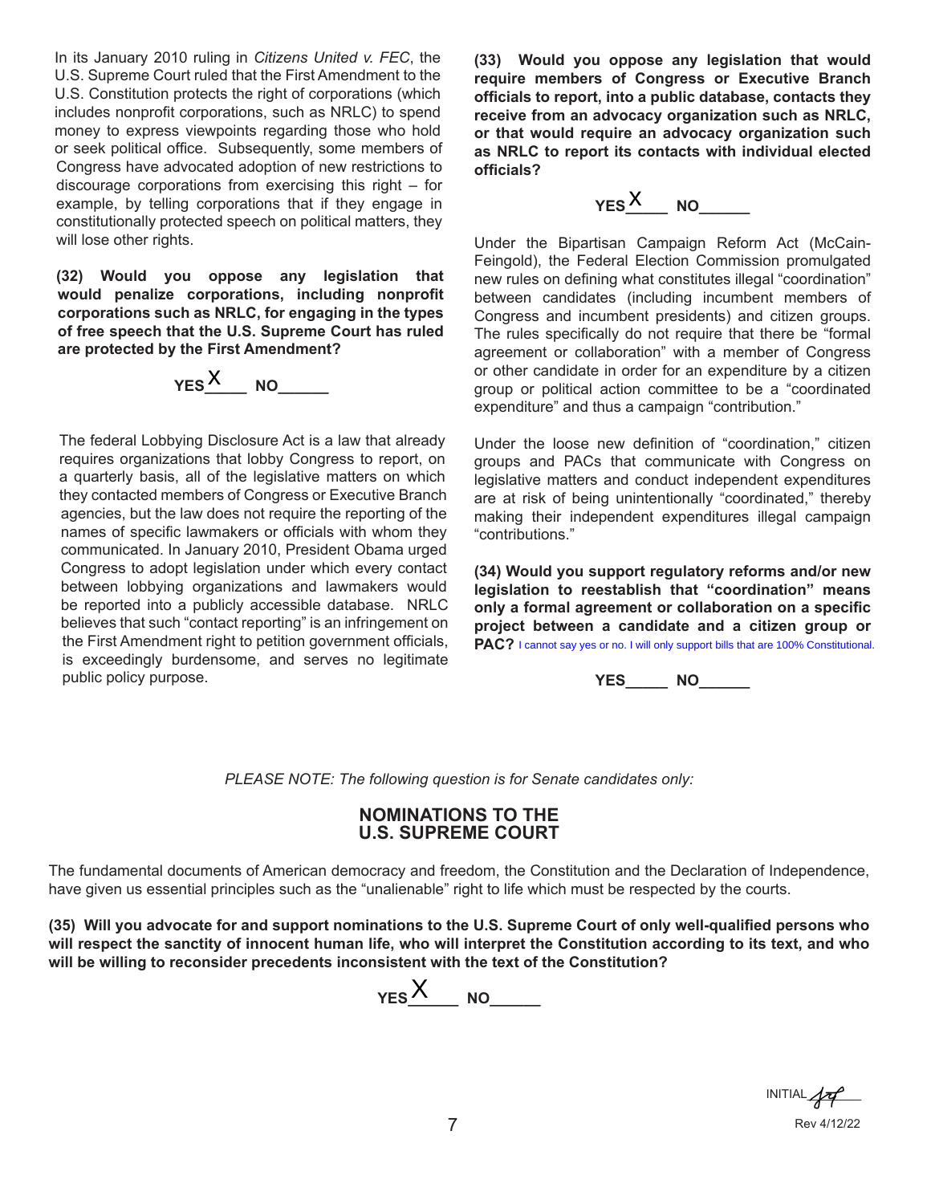In its January 2010 ruling in *Citizens United v. FEC*, the U.S. Supreme Court ruled that the First Amendment to the U.S. Constitution protects the right of corporations (which includes nonprofit corporations, such as NRLC) to spend money to express viewpoints regarding those who hold or seek political office. Subsequently, some members of Congress have advocated adoption of new restrictions to discourage corporations from exercising this right – for example, by telling corporations that if they engage in constitutionally protected speech on political matters, they will lose other rights.

**(32) Would you oppose any legislation that would penalize corporations, including nonprofit corporations such as NRLC, for engaging in the types of free speech that the U.S. Supreme Court has ruled are protected by the First Amendment?**

**YES**\_X\_\_\_\_ **NO**\_\_\_\_\_\_

The federal Lobbying Disclosure Act is a law that already requires organizations that lobby Congress to report, on a quarterly basis, all of the legislative matters on which they contacted members of Congress or Executive Branch agencies, but the law does not require the reporting of the names of specific lawmakers or officials with whom they communicated. In January 2010, President Obama urged Congress to adopt legislation under which every contact between lobbying organizations and lawmakers would be reported into a publicly accessible database. NRLC believes that such "contact reporting" is an infringement on the First Amendment right to petition government officials, is exceedingly burdensome, and serves no legitimate public policy purpose.

**(33) Would you oppose any legislation that would require members of Congress or Executive Branch officials to report, into a public database, contacts they receive from an advocacy organization such as NRLC, or that would require an advocacy organization such as NRLC to report its contacts with individual elected officials?**

**YES**\_X\_\_\_\_ **NO**\_\_\_\_\_\_

Under the Bipartisan Campaign Reform Act (McCain-Feingold), the Federal Election Commission promulgated new rules on defining what constitutes illegal "coordination" between candidates (including incumbent members of Congress and incumbent presidents) and citizen groups. The rules specifically do not require that there be "formal agreement or collaboration" with a member of Congress or other candidate in order for an expenditure by a citizen group or political action committee to be a "coordinated expenditure" and thus a campaign "contribution."

Under the loose new definition of "coordination," citizen groups and PACs that communicate with Congress on legislative matters and conduct independent expenditures are at risk of being unintentionally "coordinated," thereby making their independent expenditures illegal campaign "contributions."

**(34) Would you support regulatory reforms and/or new legislation to reestablish that "coordination" means only a formal agreement or collaboration on a specific project between a candidate and a citizen group or PAC?** I cannot say yes or no. I will only support bills that are 100% Constitutional.

**YES**\_\_\_\_\_ **NO**\_\_\_\_\_\_

*PLEASE NOTE: The following question is for Senate candidates only:*

## NOMINATIONS TO THE U.S. SUPREME COURT

The fundamental documents of American democracy and freedom, the Constitution and the Declaration of Independence, have given us essential principles such as the "unalienable" right to life which must be respected by the courts.

**(35) Will you advocate for and support nominations to the U.S. Supreme Court of only well-qualified persons who will respect the sanctity of innocent human life, who will interpret the Constitution according to its text, and who will be willing to reconsider precedents inconsistent with the text of the Constitution?**

**YES**\_X\_\_\_\_ **NO**\_\_\_\_\_\_

INITIAL

Rev 4/12/22